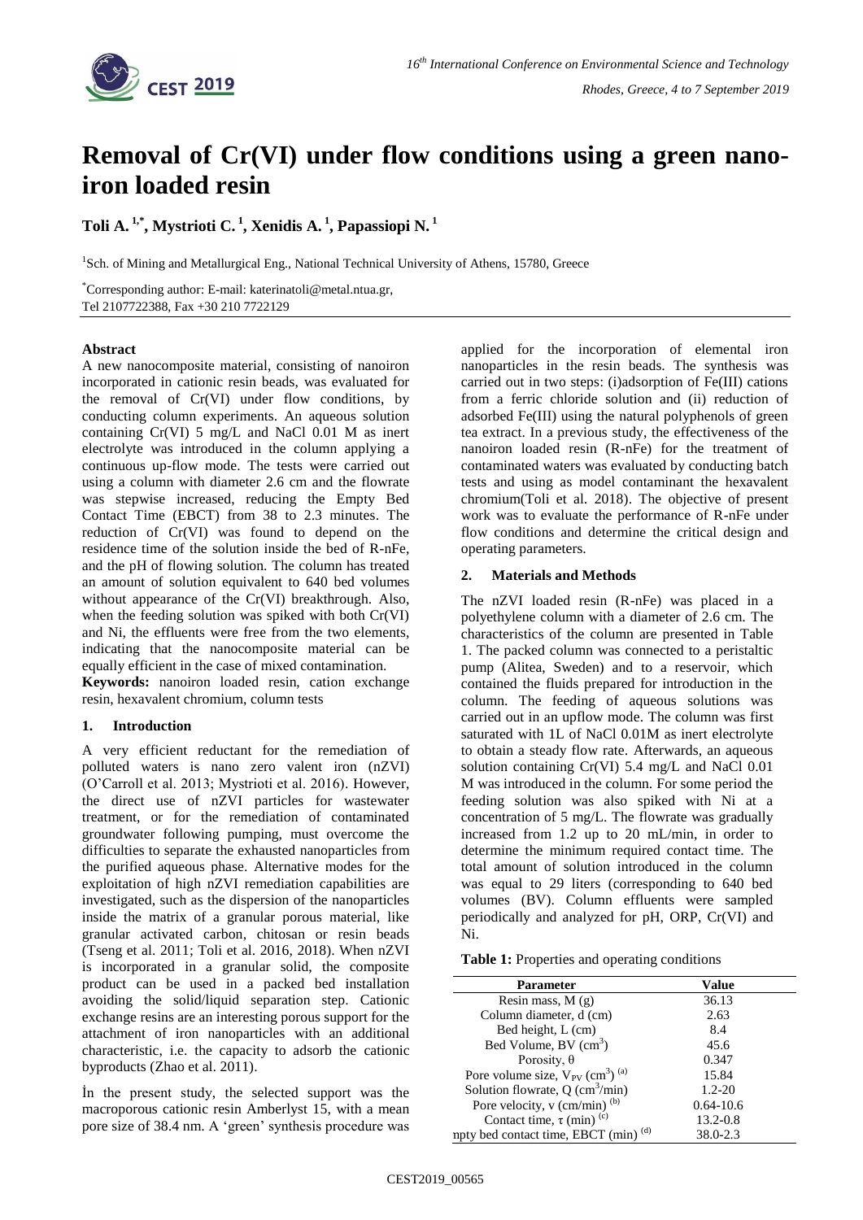# Removal of Cr(VI) under flow conditions using a green nano-iron loaded resin

**Toli A.[1,*], Mystrioti C.[1], Xenidis A.[1], Papassiopi N.[1]**

[1]Sch. of Mining and Metallurgical Eng., National Technical University of Athens, 15780, Greece

[*]Corresponding author: E-mail: katerinatoli@metal.ntua.gr, Tel 2107722388, Fax +30 210 7722129

## Abstract

A new nanocomposite material, consisting of nanoiron incorporated in cationic resin beads, was evaluated for the removal of Cr(VI) under flow conditions, by conducting column experiments. An aqueous solution containing Cr(VI) 5 mg/L and NaCl 0.01 M as inert electrolyte was introduced in the column applying a continuous up-flow mode. The tests were carried out using a column with diameter 2.6 cm and the flowrate was stepwise increased, reducing the Empty Bed Contact Time (EBCT) from 38 to 2.3 minutes. The reduction of Cr(VI) was found to depend on the residence time of the solution inside the bed of R-nFe, and the pH of flowing solution. The column has treated an amount of solution equivalent to 640 bed volumes without appearance of the Cr(VI) breakthrough. Also, when the feeding solution was spiked with both Cr(VI) and Ni, the effluents were free from the two elements, indicating that the nanocomposite material can be equally efficient in the case of mixed contamination.

**Keywords:** nanoiron loaded resin, cation exchange resin, hexavalent chromium, column tests

## 1. Introduction

A very efficient reductant for the remediation of polluted waters is nano zero valent iron (nZVI) (O'Carroll et al. 2013; Mystrioti et al. 2016). However, the direct use of nZVI particles for wastewater treatment, or for the remediation of contaminated groundwater following pumping, must overcome the difficulties to separate the exhausted nanoparticles from the purified aqueous phase. Alternative modes for the exploitation of high nZVI remediation capabilities are investigated, such as the dispersion of the nanoparticles inside the matrix of a granular porous material, like granular activated carbon, chitosan or resin beads (Tseng et al. 2011; Toli et al. 2016, 2018). When nZVI is incorporated in a granular solid, the composite product can be used in a packed bed installation avoiding the solid/liquid separation step. Cationic exchange resins are an interesting porous support for the attachment of iron nanoparticles with an additional characteristic, i.e. the capacity to adsorb the cationic byproducts (Zhao et al. 2011).

İn the present study, the selected support was the macroporous cationic resin Amberlyst 15, with a mean pore size of 38.4 nm. A 'green' synthesis procedure was applied for the incorporation of elemental iron nanoparticles in the resin beads. The synthesis was carried out in two steps: (i)adsorption of Fe(III) cations from a ferric chloride solution and (ii) reduction of adsorbed Fe(III) using the natural polyphenols of green tea extract. In a previous study, the effectiveness of the nanoiron loaded resin (R-nFe) for the treatment of contaminated waters was evaluated by conducting batch tests and using as model contaminant the hexavalent chromium(Toli et al. 2018). The objective of present work was to evaluate the performance of R-nFe under flow conditions and determine the critical design and operating parameters.

## 2. Materials and Methods

The nZVI loaded resin (R-nFe) was placed in a polyethylene column with a diameter of 2.6 cm. The characteristics of the column are presented in Table 1. The packed column was connected to a peristaltic pump (Alitea, Sweden) and to a reservoir, which contained the fluids prepared for introduction in the column. The feeding of aqueous solutions was carried out in an upflow mode. The column was first saturated with 1L of NaCl 0.01M as inert electrolyte to obtain a steady flow rate. Afterwards, an aqueous solution containing Cr(VI) 5.4 mg/L and NaCl 0.01 M was introduced in the column. For some period the feeding solution was also spiked with Ni at a concentration of 5 mg/L. The flowrate was gradually increased from 1.2 up to 20 mL/min, in order to determine the minimum required contact time. The total amount of solution introduced in the column was equal to 29 liters (corresponding to 640 bed volumes (BV). Column effluents were sampled periodically and analyzed for pH, ORP, Cr(VI) and Ni.

**Table 1:** Properties and operating conditions

| Parameter | Value |
|---|---|
| Resin mass, M (g) | 36.13 |
| Column diameter, d (cm) | 2.63 |
| Bed height, L (cm) | 8.4 |
| Bed Volume, BV ($cm^3$) | 45.6 |
| Porosity, $\theta$ | 0.347 |
| Pore volume size, $V_{PV}$ ($cm^3$) [(a)] | 15.84 |
| Solution flowrate, Q ($cm^3$/min) | 1.2-20 |
| Pore velocity, v (cm/min) [(b)] | 0.64-10.6 |
| Contact time, $\tau$ (min) [(c)] | 13.2-0.8 |
| Empty bed contact time, EBCT (min) [(d)] | 38.0-2.3 |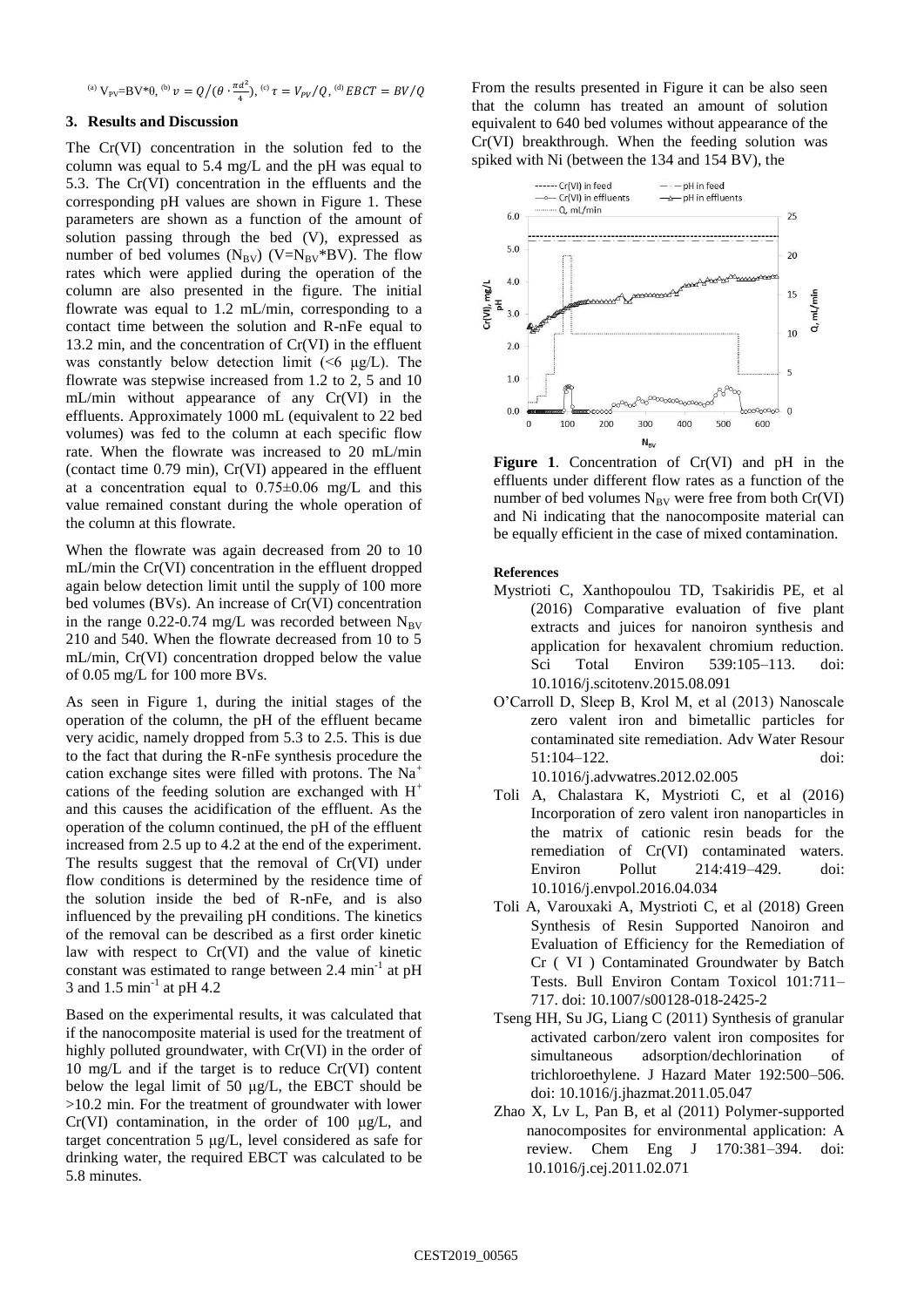$^{(a)}$ $V_{PV}$=BV*θ, $^{(b)}$ $v = Q/(\theta \cdot \frac{\pi d^2}{4})$, $^{(c)}$ $\tau = V_{PV}/Q$, $^{(d)}$ $EBCT = BV/Q$

## 3. Results and Discussion

The Cr(VI) concentration in the solution fed to the column was equal to 5.4 mg/L and the pH was equal to 5.3. The Cr(VI) concentration in the effluents and the corresponding pH values are shown in Figure 1. These parameters are shown as a function of the amount of solution passing through the bed (V), expressed as number of bed volumes ($N_{BV}$) (V=$N_{BV}$*BV). The flow rates which were applied during the operation of the column are also presented in the figure. The initial flowrate was equal to 1.2 mL/min, corresponding to a contact time between the solution and R-nFe equal to 13.2 min, and the concentration of Cr(VI) in the effluent was constantly below detection limit (<6 μg/L). The flowrate was stepwise increased from 1.2 to 2, 5 and 10 mL/min without appearance of any Cr(VI) in the effluents. Approximately 1000 mL (equivalent to 22 bed volumes) was fed to the column at each specific flow rate. When the flowrate was increased to 20 mL/min (contact time 0.79 min), Cr(VI) appeared in the effluent at a concentration equal to 0.75±0.06 mg/L and this value remained constant during the whole operation of the column at this flowrate.

When the flowrate was again decreased from 20 to 10 mL/min the Cr(VI) concentration in the effluent dropped again below detection limit until the supply of 100 more bed volumes (BVs). An increase of Cr(VI) concentration in the range 0.22-0.74 mg/L was recorded between $N_{BV}$ 210 and 540. When the flowrate decreased from 10 to 5 mL/min, Cr(VI) concentration dropped below the value of 0.05 mg/L for 100 more BVs.

As seen in Figure 1, during the initial stages of the operation of the column, the pH of the effluent became very acidic, namely dropped from 5.3 to 2.5. This is due to the fact that during the R-nFe synthesis procedure the cation exchange sites were filled with protons. The $Na^+$ cations of the feeding solution are exchanged with $H^+$ and this causes the acidification of the effluent. As the operation of the column continued, the pH of the effluent increased from 2.5 up to 4.2 at the end of the experiment. The results suggest that the removal of Cr(VI) under flow conditions is determined by the residence time of the solution inside the bed of R-nFe, and is also influenced by the prevailing pH conditions. The kinetics of the removal can be described as a first order kinetic law with respect to Cr(VI) and the value of kinetic constant was estimated to range between 2.4 $min^{-1}$ at pH 3 and 1.5 $min^{-1}$ at pH 4.2

Based on the experimental results, it was calculated that if the nanocomposite material is used for the treatment of highly polluted groundwater, with Cr(VI) in the order of 10 mg/L and if the target is to reduce Cr(VI) content below the legal limit of 50 μg/L, the EBCT should be >10.2 min. For the treatment of groundwater with lower Cr(VI) contamination, in the order of 100 μg/L, and target concentration 5 μg/L, level considered as safe for drinking water, the required EBCT was calculated to be 5.8 minutes.

From the results presented in Figure it can be also seen that the column has treated an amount of solution equivalent to 640 bed volumes without appearance of the Cr(VI) breakthrough. When the feeding solution was spiked with Ni (between the 134 and 154 BV), the effluents under different flow rates as a function of the number of bed volumes $N_{BV}$ were free from both Cr(VI) and Ni indicating that the nanocomposite material can be equally efficient in the case of mixed contamination.

Cr(VI) in feed
Cr(VI) in effluents
Q, mL/min
pH in feed
pH in effluents
Cr(VI), mg/L
pH
Q, mL/min
$N_{BV}$
0.0 1.0 2.0 3.0 4.0 5.0 6.0
0 5 10 15 20 25
0 100 200 300 400 500 600

**Figure 1**. Concentration of Cr(VI) and pH in the effluents under different flow rates as a function of the number of bed volumes $N_{BV}$

**References**

Mystrioti C, Xanthopoulou TD, Tsakiridis PE, et al (2016) Comparative evaluation of five plant extracts and juices for nanoiron synthesis and application for hexavalent chromium reduction. Sci Total Environ 539:105–113. doi: 10.1016/j.scitotenv.2015.08.091

O'Carroll D, Sleep B, Krol M, et al (2013) Nanoscale zero valent iron and bimetallic particles for contaminated site remediation. Adv Water Resour 51:104–122. doi: 10.1016/j.advwatres.2012.02.005

Toli A, Chalastara K, Mystrioti C, et al (2016) Incorporation of zero valent iron nanoparticles in the matrix of cationic resin beads for the remediation of Cr(VI) contaminated waters. Environ Pollut 214:419–429. doi: 10.1016/j.envpol.2016.04.034

Toli A, Varouxaki A, Mystrioti C, et al (2018) Green Synthesis of Resin Supported Nanoiron and Evaluation of Efficiency for the Remediation of Cr ( VI ) Contaminated Groundwater by Batch Tests. Bull Environ Contam Toxicol 101:711–717. doi: 10.1007/s00128-018-2425-2

Tseng HH, Su JG, Liang C (2011) Synthesis of granular activated carbon/zero valent iron composites for simultaneous adsorption/dechlorination of trichloroethylene. J Hazard Mater 192:500–506. doi: 10.1016/j.jhazmat.2011.05.047

Zhao X, Lv L, Pan B, et al (2011) Polymer-supported nanocomposites for environmental application: A review. Chem Eng J 170:381–394. doi: 10.1016/j.cej.2011.02.071